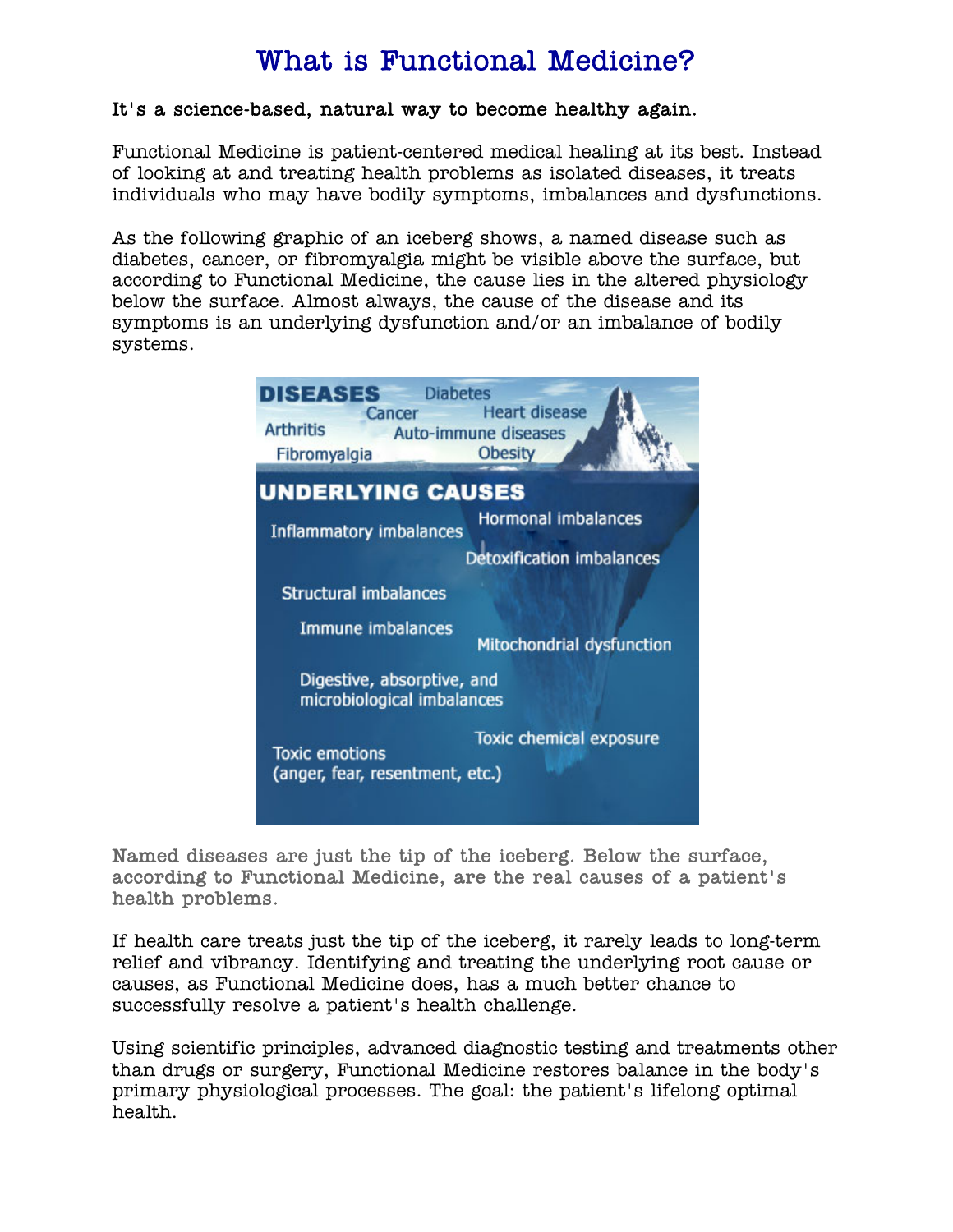# What is Functional Medicine?

**It's a science-based, natural way to become healthy again.**

Functional Medicine is patient-centered medical healing at its best. Instead of looking at and treating health problems as isolated diseases, it treats individuals who may have bodily symptoms, imbalances and dysfunctions.

As the following graphic of an iceberg shows, a named disease such as diabetes, cancer, or fibromyalgia might be visible above the surface, but according to Functional Medicine, the cause lies in the altered physiology below the surface. Almost always, the cause of the disease and its symptoms is an underlying dysfunction and/or an imbalance of bodily systems.

**DISEASES**

Diabetes, Cancer, Heart disease, Arthritis, Auto-immune diseases, Fibromyalgia, Obesity

**UNDERLYING CAUSES**

- Inflammatory imbalances
- Hormonal imbalances
- Detoxification imbalances
- Structural imbalances
- Immune imbalances
- Mitochondrial dysfunction
- Digestive, absorptive, and microbiological imbalances
- Toxic chemical exposure
- Toxic emotions (anger, fear, resentment, etc.)

Named diseases are just the tip of the iceberg. Below the surface, according to Functional Medicine, are the real causes of a patient's health problems.

If health care treats just the tip of the iceberg, it rarely leads to long-term relief and vibrancy. Identifying and treating the underlying root cause or causes, as Functional Medicine does, has a much better chance to successfully resolve a patient's health challenge.

Using scientific principles, advanced diagnostic testing and treatments other than drugs or surgery, Functional Medicine restores balance in the body's primary physiological processes. The goal: the patient's lifelong optimal health.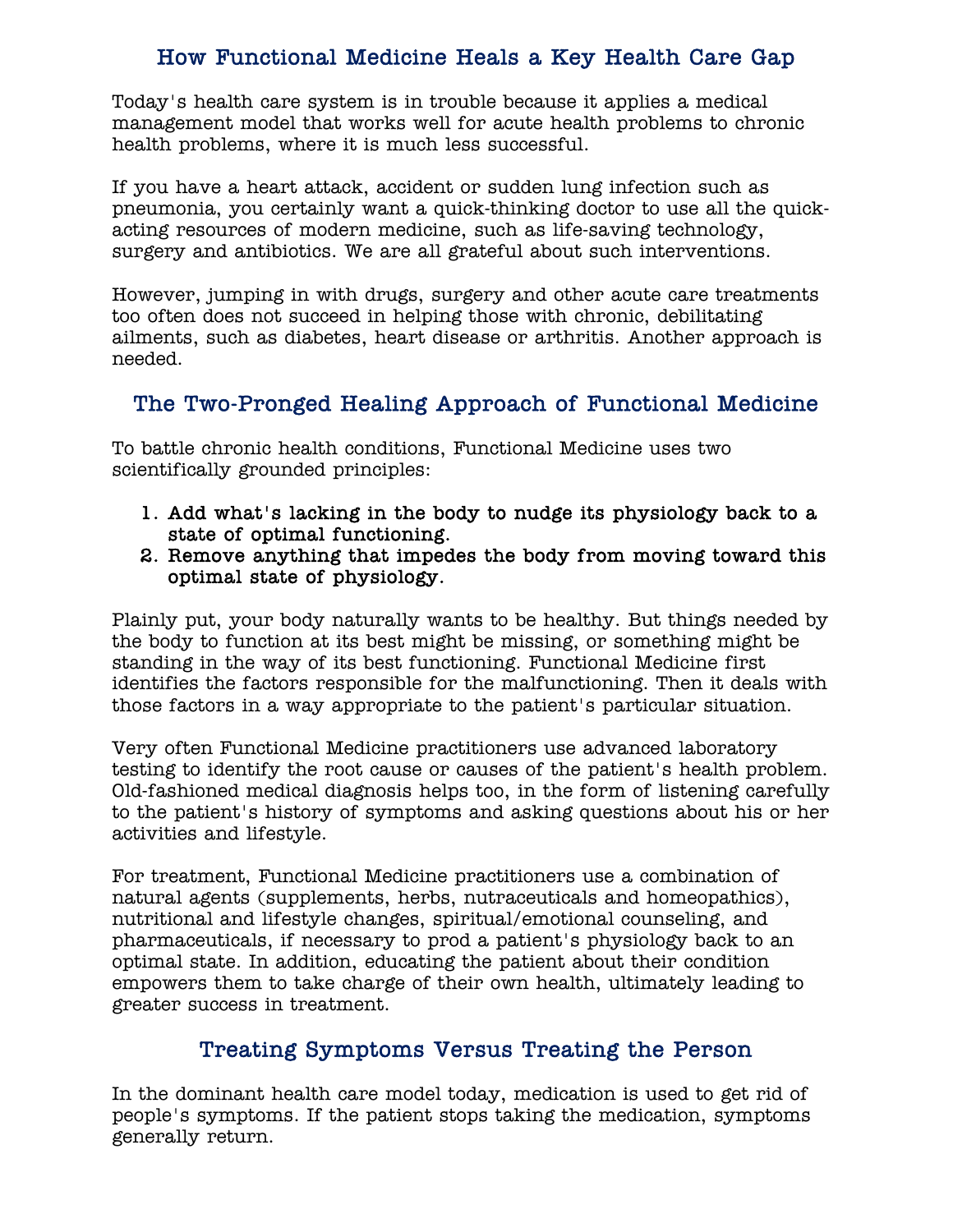## How Functional Medicine Heals a Key Health Care Gap

Today's health care system is in trouble because it applies a medical management model that works well for acute health problems to chronic health problems, where it is much less successful.

If you have a heart attack, accident or sudden lung infection such as pneumonia, you certainly want a quick-thinking doctor to use all the quick-acting resources of modern medicine, such as life-saving technology, surgery and antibiotics. We are all grateful about such interventions.

However, jumping in with drugs, surgery and other acute care treatments too often does not succeed in helping those with chronic, debilitating ailments, such as diabetes, heart disease or arthritis. Another approach is needed.

## The Two-Pronged Healing Approach of Functional Medicine

To battle chronic health conditions, Functional Medicine uses two scientifically grounded principles:

1. **Add what's lacking in the body to nudge its physiology back to a state of optimal functioning.**
2. **Remove anything that impedes the body from moving toward this optimal state of physiology.**

Plainly put, your body naturally wants to be healthy. But things needed by the body to function at its best might be missing, or something might be standing in the way of its best functioning. Functional Medicine first identifies the factors responsible for the malfunctioning. Then it deals with those factors in a way appropriate to the patient's particular situation.

Very often Functional Medicine practitioners use advanced laboratory testing to identify the root cause or causes of the patient's health problem. Old-fashioned medical diagnosis helps too, in the form of listening carefully to the patient's history of symptoms and asking questions about his or her activities and lifestyle.

For treatment, Functional Medicine practitioners use a combination of natural agents (supplements, herbs, nutraceuticals and homeopathics), nutritional and lifestyle changes, spiritual/emotional counseling, and pharmaceuticals, if necessary to prod a patient's physiology back to an optimal state. In addition, educating the patient about their condition empowers them to take charge of their own health, ultimately leading to greater success in treatment.

## Treating Symptoms Versus Treating the Person

In the dominant health care model today, medication is used to get rid of people's symptoms. If the patient stops taking the medication, symptoms generally return.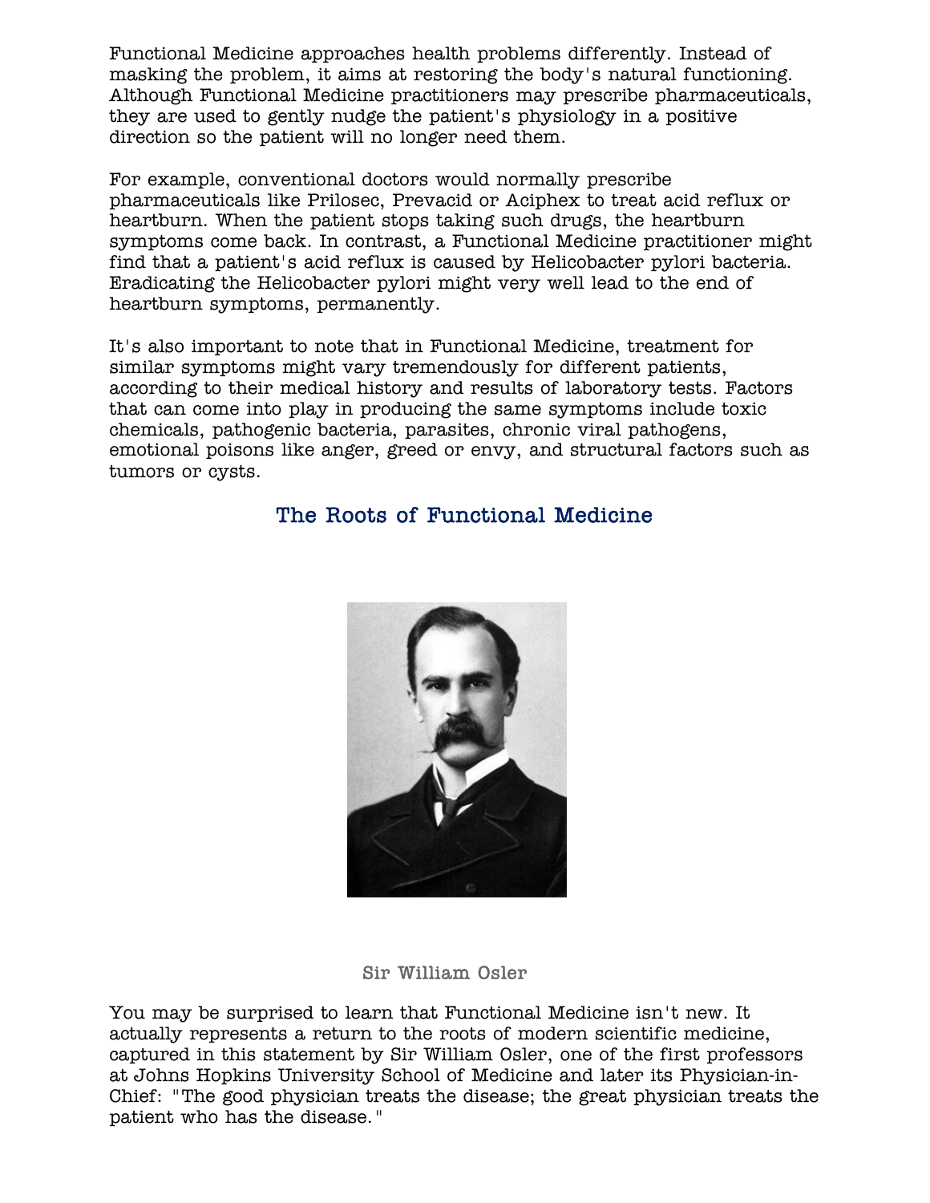Functional Medicine approaches health problems differently. Instead of masking the problem, it aims at restoring the body's natural functioning. Although Functional Medicine practitioners may prescribe pharmaceuticals, they are used to gently nudge the patient's physiology in a positive direction so the patient will no longer need them.

For example, conventional doctors would normally prescribe pharmaceuticals like Prilosec, Prevacid or Aciphex to treat acid reflux or heartburn. When the patient stops taking such drugs, the heartburn symptoms come back. In contrast, a Functional Medicine practitioner might find that a patient's acid reflux is caused by Helicobacter pylori bacteria. Eradicating the Helicobacter pylori might very well lead to the end of heartburn symptoms, permanently.

It's also important to note that in Functional Medicine, treatment for similar symptoms might vary tremendously for different patients, according to their medical history and results of laboratory tests. Factors that can come into play in producing the same symptoms include toxic chemicals, pathogenic bacteria, parasites, chronic viral pathogens, emotional poisons like anger, greed or envy, and structural factors such as tumors or cysts.

## The Roots of Functional Medicine

Sir William Osler

You may be surprised to learn that Functional Medicine isn't new. It actually represents a return to the roots of modern scientific medicine, captured in this statement by Sir William Osler, one of the first professors at Johns Hopkins University School of Medicine and later its Physician-in-Chief: "The good physician treats the disease; the great physician treats the patient who has the disease."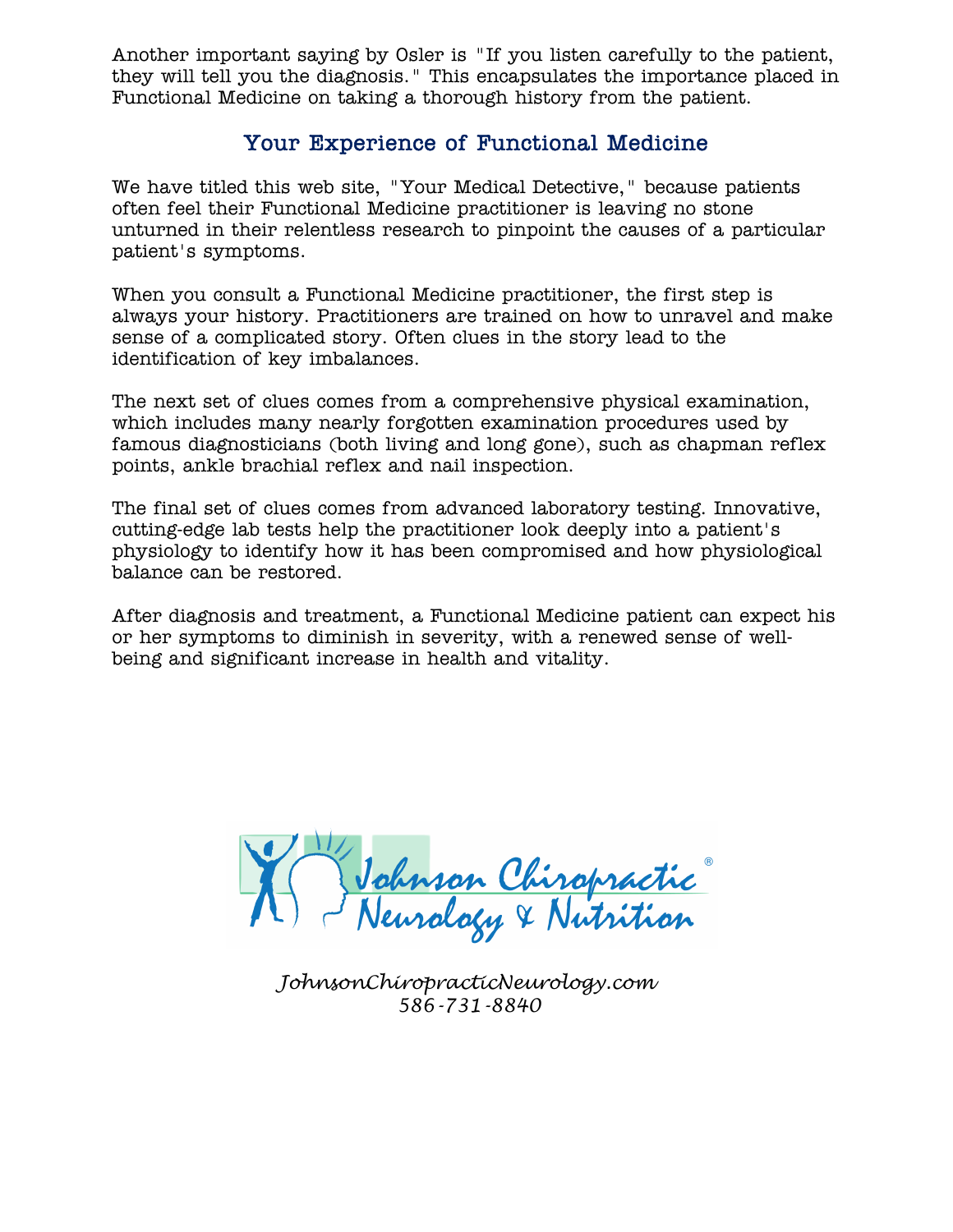Another important saying by Osler is "If you listen carefully to the patient, they will tell you the diagnosis." This encapsulates the importance placed in Functional Medicine on taking a thorough history from the patient.

## Your Experience of Functional Medicine

We have titled this web site, "Your Medical Detective," because patients often feel their Functional Medicine practitioner is leaving no stone unturned in their relentless research to pinpoint the causes of a particular patient's symptoms.

When you consult a Functional Medicine practitioner, the first step is always your history. Practitioners are trained on how to unravel and make sense of a complicated story. Often clues in the story lead to the identification of key imbalances.

The next set of clues comes from a comprehensive physical examination, which includes many nearly forgotten examination procedures used by famous diagnosticians (both living and long gone), such as chapman reflex points, ankle brachial reflex and nail inspection.

The final set of clues comes from advanced laboratory testing. Innovative, cutting-edge lab tests help the practitioner look deeply into a patient's physiology to identify how it has been compromised and how physiological balance can be restored.

After diagnosis and treatment, a Functional Medicine patient can expect his or her symptoms to diminish in severity, with a renewed sense of well-being and significant increase in health and vitality.

Johnson Chiropractic® Neurology & Nutrition

*JohnsonChiropracticNeurology.com*
*586-731-8840*